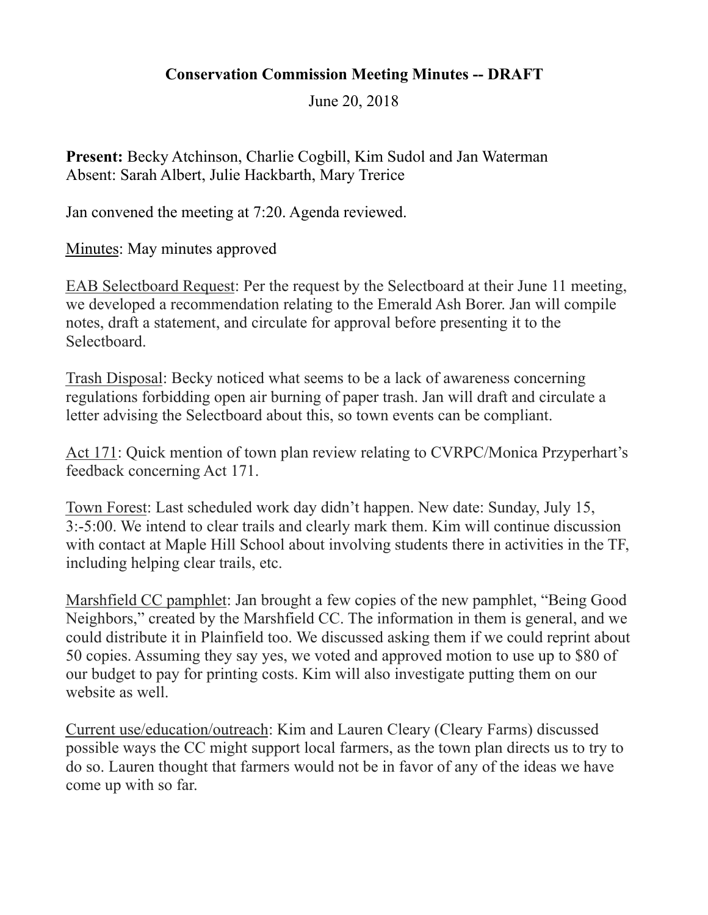# Conservation Commission Meeting Minutes -- DRAFT

June 20, 2018

**Present:** Becky Atchinson, Charlie Cogbill, Kim Sudol and Jan Waterman
Absent: Sarah Albert, Julie Hackbarth, Mary Trerice

Jan convened the meeting at 7:20. Agenda reviewed.

<u>Minutes</u>: May minutes approved

<u>EAB Selectboard Request</u>: Per the request by the Selectboard at their June 11 meeting, we developed a recommendation relating to the Emerald Ash Borer. Jan will compile notes, draft a statement, and circulate for approval before presenting it to the Selectboard.

<u>Trash Disposal</u>: Becky noticed what seems to be a lack of awareness concerning regulations forbidding open air burning of paper trash. Jan will draft and circulate a letter advising the Selectboard about this, so town events can be compliant.

<u>Act 171</u>: Quick mention of town plan review relating to CVRPC/Monica Przyperhart's feedback concerning Act 171.

<u>Town Forest</u>: Last scheduled work day didn't happen. New date: Sunday, July 15, 3:-5:00. We intend to clear trails and clearly mark them. Kim will continue discussion with contact at Maple Hill School about involving students there in activities in the TF, including helping clear trails, etc.

<u>Marshfield CC pamphlet</u>: Jan brought a few copies of the new pamphlet, "Being Good Neighbors," created by the Marshfield CC. The information in them is general, and we could distribute it in Plainfield too. We discussed asking them if we could reprint about 50 copies. Assuming they say yes, we voted and approved motion to use up to $80 of our budget to pay for printing costs. Kim will also investigate putting them on our website as well.

<u>Current use/education/outreach</u>: Kim and Lauren Cleary (Cleary Farms) discussed possible ways the CC might support local farmers, as the town plan directs us to try to do so. Lauren thought that farmers would not be in favor of any of the ideas we have come up with so far.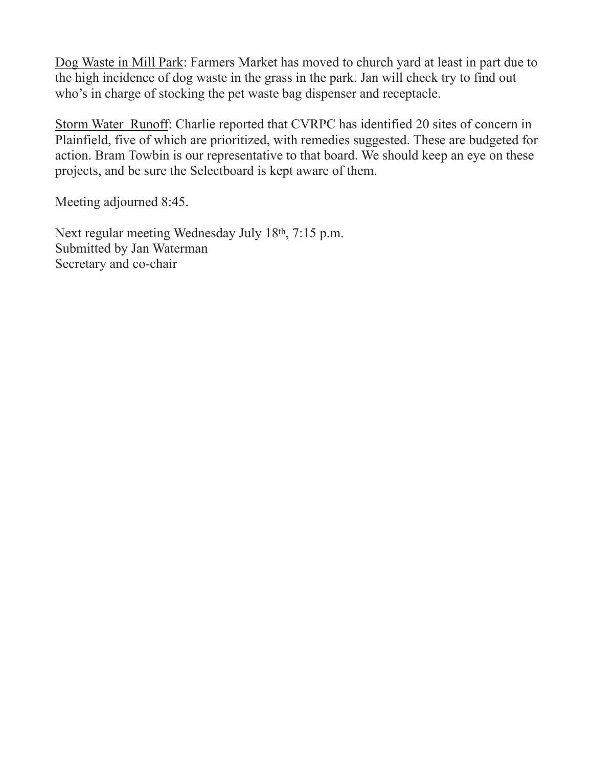<u>Dog Waste in Mill Park</u>: Farmers Market has moved to church yard at least in part due to the high incidence of dog waste in the grass in the park. Jan will check try to find out who's in charge of stocking the pet waste bag dispenser and receptacle.

<u>Storm Water  Runoff</u>: Charlie reported that CVRPC has identified 20 sites of concern in Plainfield, five of which are prioritized, with remedies suggested. These are budgeted for action. Bram Towbin is our representative to that board. We should keep an eye on these projects, and be sure the Selectboard is kept aware of them.

Meeting adjourned 8:45.

Next regular meeting Wednesday July 18th, 7:15 p.m.
Submitted by Jan Waterman
Secretary and co-chair